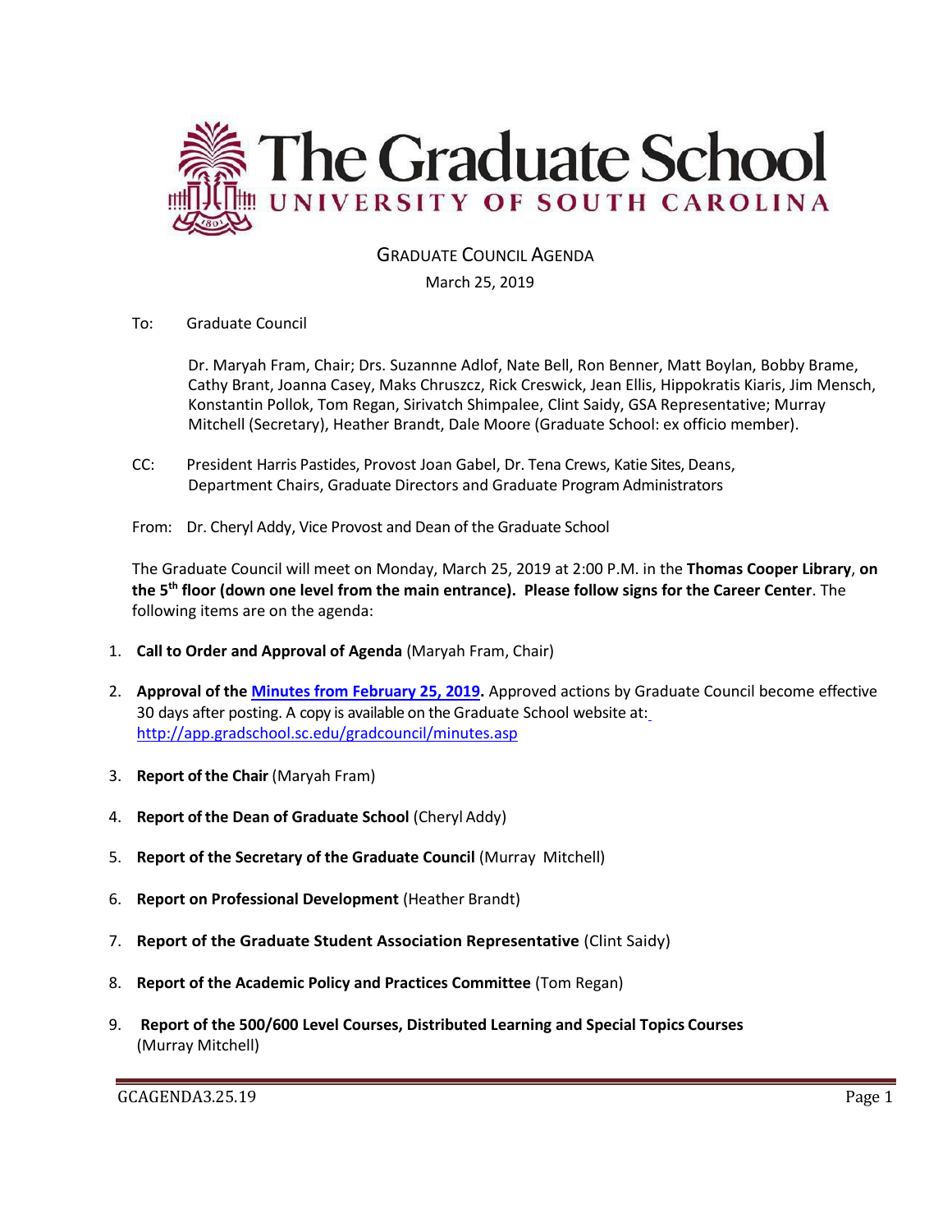# The Graduate School
## UNIVERSITY OF SOUTH CAROLINA

GRADUATE COUNCIL AGENDA

March 25, 2019

To: Graduate Council

Dr. Maryah Fram, Chair; Drs. Suzannne Adlof, Nate Bell, Ron Benner, Matt Boylan, Bobby Brame, Cathy Brant, Joanna Casey, Maks Chruszcz, Rick Creswick, Jean Ellis, Hippokratis Kiaris, Jim Mensch, Konstantin Pollok, Tom Regan, Sirivatch Shimpalee, Clint Saidy, GSA Representative; Murray Mitchell (Secretary), Heather Brandt, Dale Moore (Graduate School: ex officio member).

CC: President Harris Pastides, Provost Joan Gabel, Dr. Tena Crews, Katie Sites, Deans, Department Chairs, Graduate Directors and Graduate Program Administrators

From: Dr. Cheryl Addy, Vice Provost and Dean of the Graduate School

The Graduate Council will meet on Monday, March 25, 2019 at 2:00 P.M. in the **Thomas Cooper Library**, **on the 5th floor (down one level from the main entrance). Please follow signs for the Career Center**. The following items are on the agenda:

1. **Call to Order and Approval of Agenda** (Maryah Fram, Chair)
2. **Approval of the Minutes from February 25, 2019.** Approved actions by Graduate Council become effective 30 days after posting. A copy is available on the Graduate School website at: http://app.gradschool.sc.edu/gradcouncil/minutes.asp
3. **Report of the Chair** (Maryah Fram)
4. **Report of the Dean of Graduate School** (Cheryl Addy)
5. **Report of the Secretary of the Graduate Council** (Murray Mitchell)
6. **Report on Professional Development** (Heather Brandt)
7. **Report of the Graduate Student Association Representative** (Clint Saidy)
8. **Report of the Academic Policy and Practices Committee** (Tom Regan)
9. **Report of the 500/600 Level Courses, Distributed Learning and Special Topics Courses** (Murray Mitchell)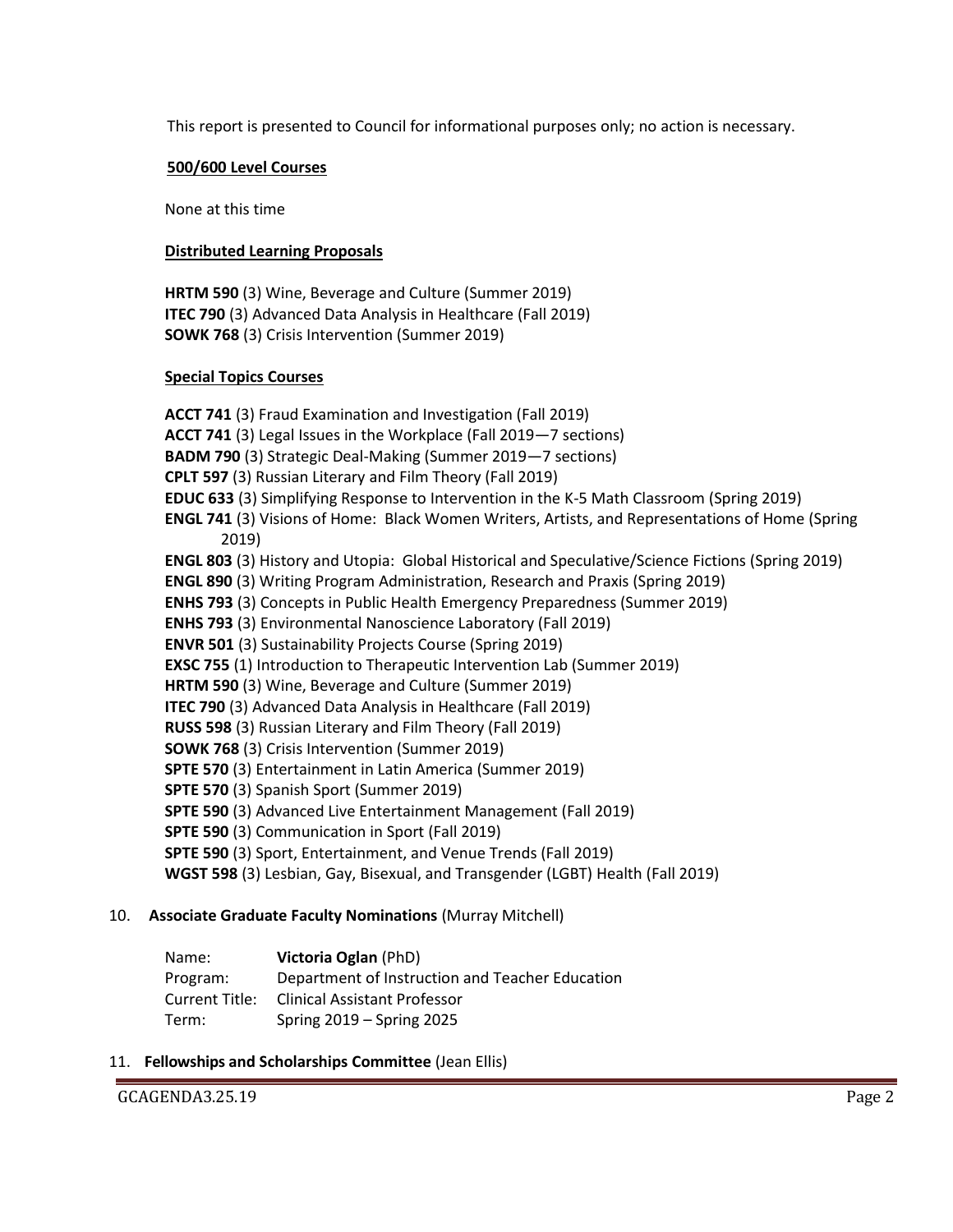This report is presented to Council for informational purposes only; no action is necessary.

**500/600 Level Courses**

None at this time

**Distributed Learning Proposals**

**HRTM 590** (3) Wine, Beverage and Culture (Summer 2019)
**ITEC 790** (3) Advanced Data Analysis in Healthcare (Fall 2019)
**SOWK 768** (3) Crisis Intervention (Summer 2019)

**Special Topics Courses**

**ACCT 741** (3) Fraud Examination and Investigation (Fall 2019)
**ACCT 741** (3) Legal Issues in the Workplace (Fall 2019—7 sections)
**BADM 790** (3) Strategic Deal-Making (Summer 2019—7 sections)
**CPLT 597** (3) Russian Literary and Film Theory (Fall 2019)
**EDUC 633** (3) Simplifying Response to Intervention in the K-5 Math Classroom (Spring 2019)
**ENGL 741** (3) Visions of Home: Black Women Writers, Artists, and Representations of Home (Spring 2019)
**ENGL 803** (3) History and Utopia: Global Historical and Speculative/Science Fictions (Spring 2019)
**ENGL 890** (3) Writing Program Administration, Research and Praxis (Spring 2019)
**ENHS 793** (3) Concepts in Public Health Emergency Preparedness (Summer 2019)
**ENHS 793** (3) Environmental Nanoscience Laboratory (Fall 2019)
**ENVR 501** (3) Sustainability Projects Course (Spring 2019)
**EXSC 755** (1) Introduction to Therapeutic Intervention Lab (Summer 2019)
**HRTM 590** (3) Wine, Beverage and Culture (Summer 2019)
**ITEC 790** (3) Advanced Data Analysis in Healthcare (Fall 2019)
**RUSS 598** (3) Russian Literary and Film Theory (Fall 2019)
**SOWK 768** (3) Crisis Intervention (Summer 2019)
**SPTE 570** (3) Entertainment in Latin America (Summer 2019)
**SPTE 570** (3) Spanish Sport (Summer 2019)
**SPTE 590** (3) Advanced Live Entertainment Management (Fall 2019)
**SPTE 590** (3) Communication in Sport (Fall 2019)
**SPTE 590** (3) Sport, Entertainment, and Venue Trends (Fall 2019)
**WGST 598** (3) Lesbian, Gay, Bisexual, and Transgender (LGBT) Health (Fall 2019)

10. **Associate Graduate Faculty Nominations** (Murray Mitchell)

| | |
|---|---|
| Name: | **Victoria Oglan** (PhD) |
| Program: | Department of Instruction and Teacher Education |
| Current Title: | Clinical Assistant Professor |
| Term: | Spring 2019 – Spring 2025 |

11. **Fellowships and Scholarships Committee** (Jean Ellis)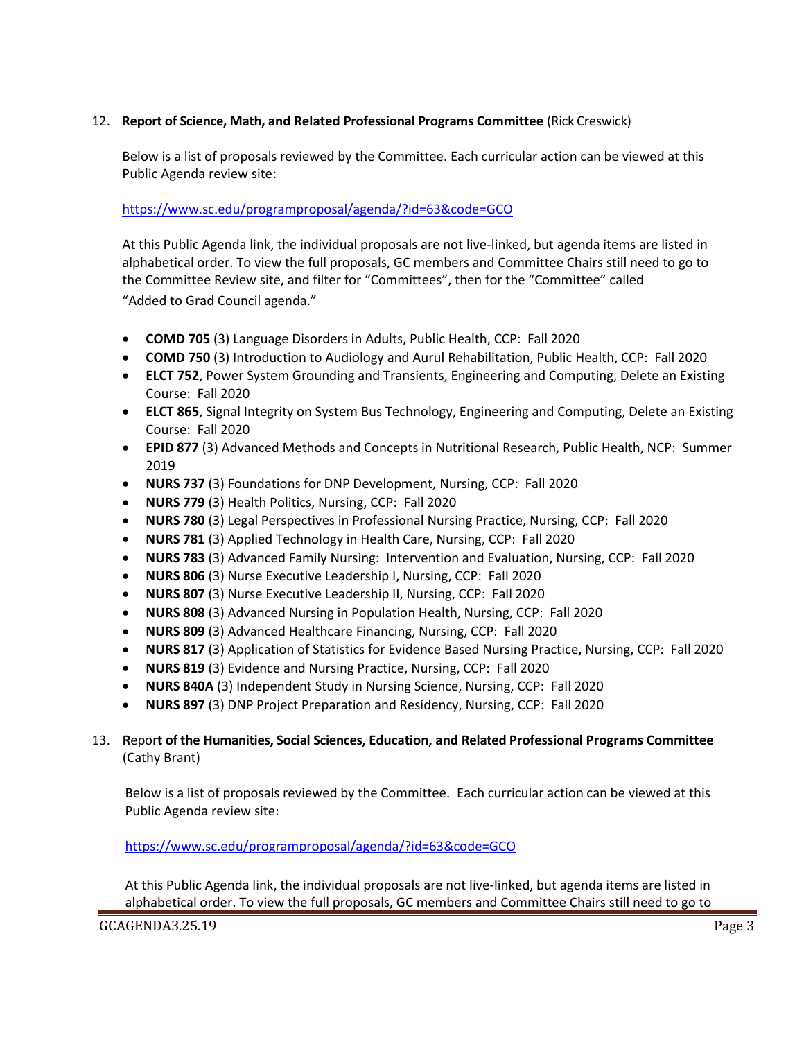12. **Report of Science, Math, and Related Professional Programs Committee** (Rick Creswick)

    Below is a list of proposals reviewed by the Committee. Each curricular action can be viewed at this Public Agenda review site:

    https://www.sc.edu/programproposal/agenda/?id=63&code=GCO

    At this Public Agenda link, the individual proposals are not live-linked, but agenda items are listed in alphabetical order. To view the full proposals, GC members and Committee Chairs still need to go to the Committee Review site, and filter for "Committees", then for the "Committee" called "Added to Grad Council agenda."

    - **COMD 705** (3) Language Disorders in Adults, Public Health, CCP: Fall 2020
    - **COMD 750** (3) Introduction to Audiology and Aurul Rehabilitation, Public Health, CCP: Fall 2020
    - **ELCT 752**, Power System Grounding and Transients, Engineering and Computing, Delete an Existing Course: Fall 2020
    - **ELCT 865**, Signal Integrity on System Bus Technology, Engineering and Computing, Delete an Existing Course: Fall 2020
    - **EPID 877** (3) Advanced Methods and Concepts in Nutritional Research, Public Health, NCP: Summer 2019
    - **NURS 737** (3) Foundations for DNP Development, Nursing, CCP: Fall 2020
    - **NURS 779** (3) Health Politics, Nursing, CCP: Fall 2020
    - **NURS 780** (3) Legal Perspectives in Professional Nursing Practice, Nursing, CCP: Fall 2020
    - **NURS 781** (3) Applied Technology in Health Care, Nursing, CCP: Fall 2020
    - **NURS 783** (3) Advanced Family Nursing: Intervention and Evaluation, Nursing, CCP: Fall 2020
    - **NURS 806** (3) Nurse Executive Leadership I, Nursing, CCP: Fall 2020
    - **NURS 807** (3) Nurse Executive Leadership II, Nursing, CCP: Fall 2020
    - **NURS 808** (3) Advanced Nursing in Population Health, Nursing, CCP: Fall 2020
    - **NURS 809** (3) Advanced Healthcare Financing, Nursing, CCP: Fall 2020
    - **NURS 817** (3) Application of Statistics for Evidence Based Nursing Practice, Nursing, CCP: Fall 2020
    - **NURS 819** (3) Evidence and Nursing Practice, Nursing, CCP: Fall 2020
    - **NURS 840A** (3) Independent Study in Nursing Science, Nursing, CCP: Fall 2020
    - **NURS 897** (3) DNP Project Preparation and Residency, Nursing, CCP: Fall 2020

13. **Report of the Humanities, Social Sciences, Education, and Related Professional Programs Committee** (Cathy Brant)

    Below is a list of proposals reviewed by the Committee. Each curricular action can be viewed at this Public Agenda review site:

    https://www.sc.edu/programproposal/agenda/?id=63&code=GCO

    At this Public Agenda link, the individual proposals are not live-linked, but agenda items are listed in alphabetical order. To view the full proposals, GC members and Committee Chairs still need to go to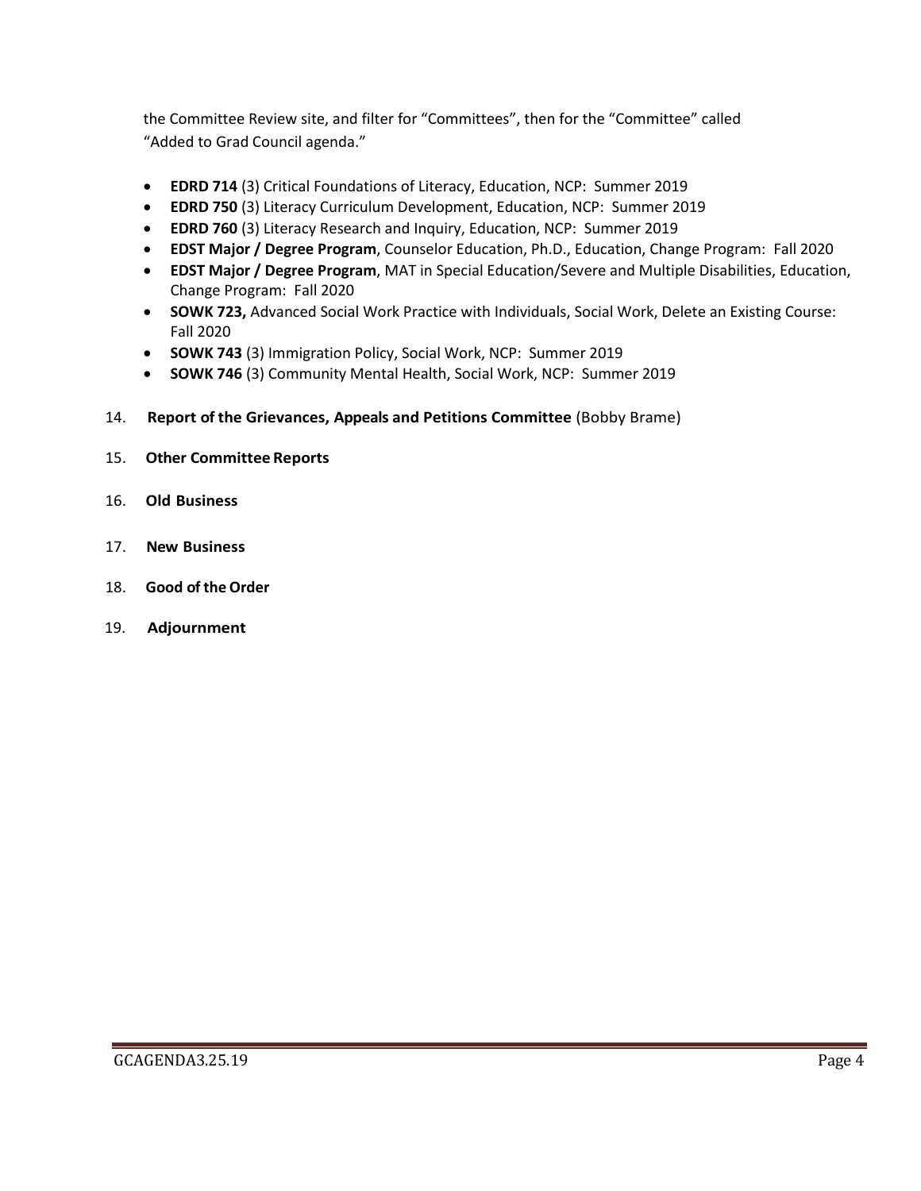the Committee Review site, and filter for "Committees", then for the "Committee" called "Added to Grad Council agenda."

- **EDRD 714** (3) Critical Foundations of Literacy, Education, NCP: Summer 2019
- **EDRD 750** (3) Literacy Curriculum Development, Education, NCP: Summer 2019
- **EDRD 760** (3) Literacy Research and Inquiry, Education, NCP: Summer 2019
- **EDST Major / Degree Program**, Counselor Education, Ph.D., Education, Change Program: Fall 2020
- **EDST Major / Degree Program**, MAT in Special Education/Severe and Multiple Disabilities, Education, Change Program: Fall 2020
- **SOWK 723,** Advanced Social Work Practice with Individuals, Social Work, Delete an Existing Course: Fall 2020
- **SOWK 743** (3) Immigration Policy, Social Work, NCP: Summer 2019
- **SOWK 746** (3) Community Mental Health, Social Work, NCP: Summer 2019

14. **Report of the Grievances, Appeals and Petitions Committee** (Bobby Brame)

15. **Other Committee Reports**

16. **Old Business**

17. **New Business**

18. **Good of the Order**

19. **Adjournment**